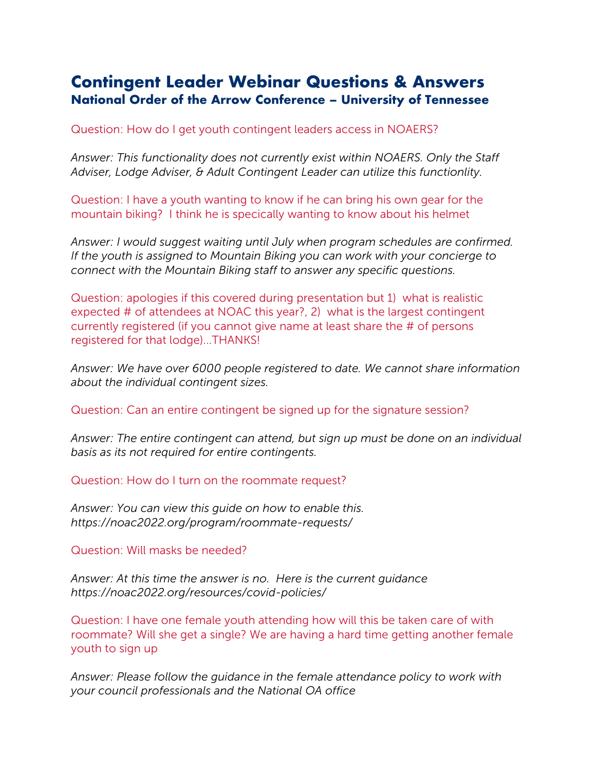# Contingent Leader Webinar Questions & Answers
## National Order of the Arrow Conference – University of Tennessee

Question: How do I get youth contingent leaders access in NOAERS?

*Answer: This functionality does not currently exist within NOAERS. Only the Staff Adviser, Lodge Adviser, & Adult Contingent Leader can utilize this functionlity.*

Question: I have a youth wanting to know if he can bring his own gear for the mountain biking? I think he is specically wanting to know about his helmet

*Answer: I would suggest waiting until July when program schedules are confirmed. If the youth is assigned to Mountain Biking you can work with your concierge to connect with the Mountain Biking staff to answer any specific questions.*

Question: apologies if this covered during presentation but 1) what is realistic expected # of attendees at NOAC this year?, 2) what is the largest contingent currently registered (if you cannot give name at least share the # of persons registered for that lodge)...THANKS!

*Answer: We have over 6000 people registered to date. We cannot share information about the individual contingent sizes.*

Question: Can an entire contingent be signed up for the signature session?

*Answer: The entire contingent can attend, but sign up must be done on an individual basis as its not required for entire contingents.*

Question: How do I turn on the roommate request?

*Answer: You can view this guide on how to enable this. https://noac2022.org/program/roommate-requests/*

Question: Will masks be needed?

*Answer: At this time the answer is no. Here is the current guidance https://noac2022.org/resources/covid-policies/*

Question: I have one female youth attending how will this be taken care of with roommate? Will she get a single? We are having a hard time getting another female youth to sign up

*Answer: Please follow the guidance in the female attendance policy to work with your council professionals and the National OA office*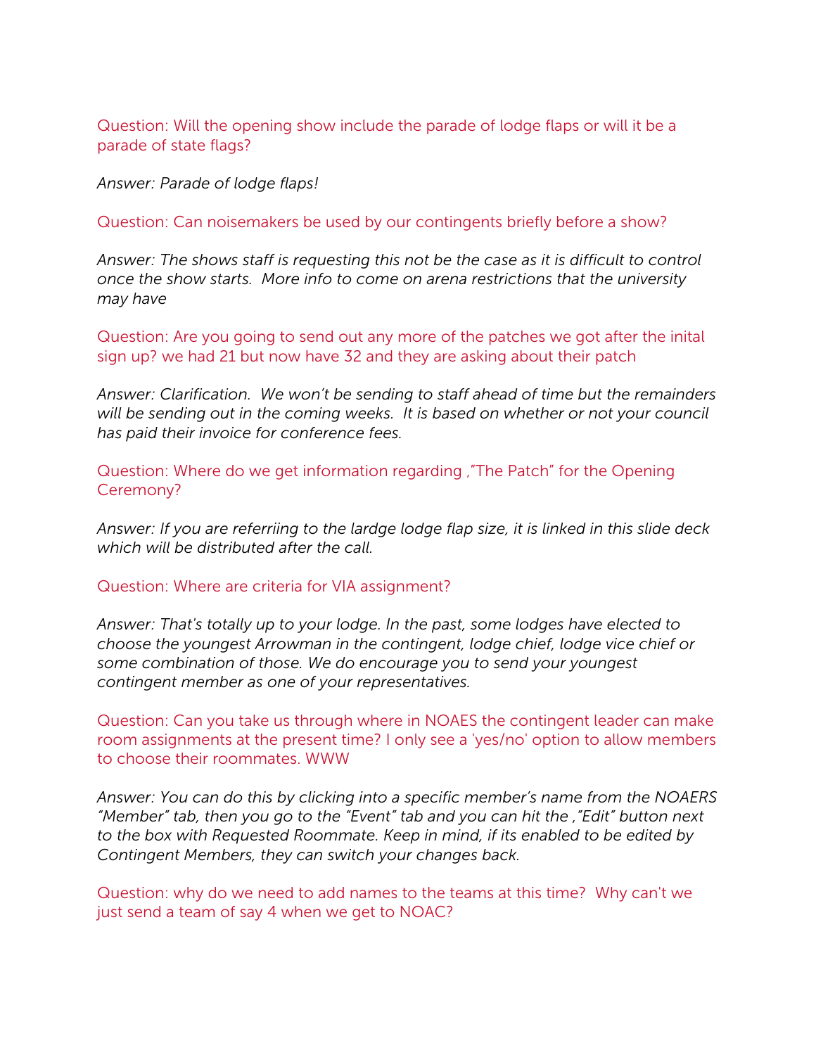Question: Will the opening show include the parade of lodge flaps or will it be a parade of state flags?

*Answer: Parade of lodge flaps!*

Question: Can noisemakers be used by our contingents briefly before a show?

*Answer: The shows staff is requesting this not be the case as it is difficult to control once the show starts. More info to come on arena restrictions that the university may have*

Question: Are you going to send out any more of the patches we got after the inital sign up? we had 21 but now have 32 and they are asking about their patch

*Answer: Clarification. We won't be sending to staff ahead of time but the remainders will be sending out in the coming weeks. It is based on whether or not your council has paid their invoice for conference fees.*

Question: Where do we get information regarding ,"The Patch" for the Opening Ceremony?

*Answer: If you are referriing to the lardge lodge flap size, it is linked in this slide deck which will be distributed after the call.*

Question: Where are criteria for VIA assignment?

*Answer: That's totally up to your lodge. In the past, some lodges have elected to choose the youngest Arrowman in the contingent, lodge chief, lodge vice chief or some combination of those. We do encourage you to send your youngest contingent member as one of your representatives.*

Question: Can you take us through where in NOAES the contingent leader can make room assignments at the present time? I only see a 'yes/no' option to allow members to choose their roommates. WWW

*Answer: You can do this by clicking into a specific member's name from the NOAERS "Member" tab, then you go to the "Event" tab and you can hit the ,"Edit" button next to the box with Requested Roommate. Keep in mind, if its enabled to be edited by Contingent Members, they can switch your changes back.*

Question: why do we need to add names to the teams at this time? Why can't we just send a team of say 4 when we get to NOAC?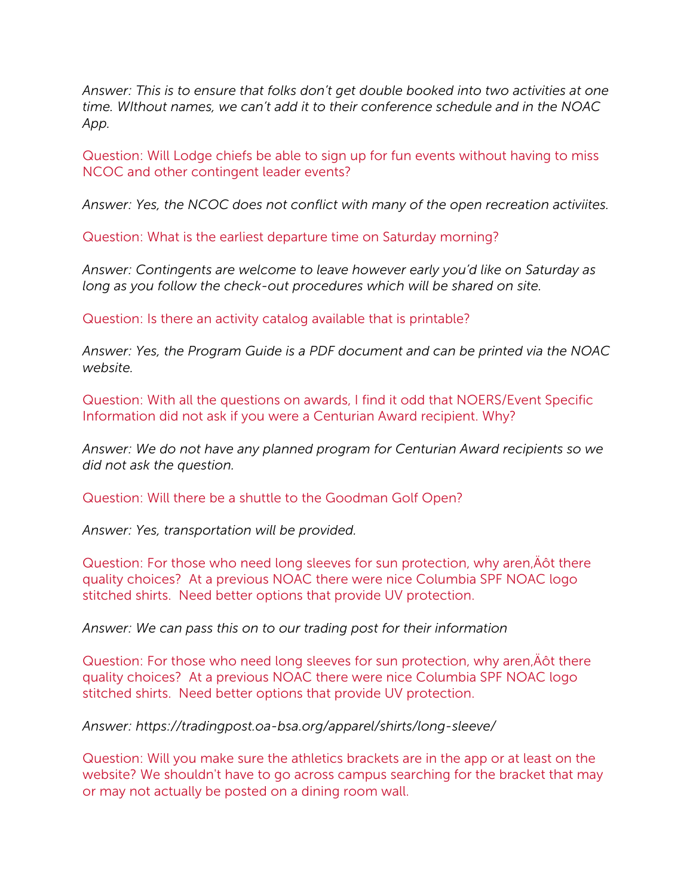*Answer: This is to ensure that folks don't get double booked into two activities at one time. WIthout names, we can't add it to their conference schedule and in the NOAC App.*

Question: Will Lodge chiefs be able to sign up for fun events without having to miss NCOC and other contingent leader events?

*Answer: Yes, the NCOC does not conflict with many of the open recreation activiites.*

Question: What is the earliest departure time on Saturday morning?

*Answer: Contingents are welcome to leave however early you'd like on Saturday as long as you follow the check-out procedures which will be shared on site.*

Question: Is there an activity catalog available that is printable?

*Answer: Yes, the Program Guide is a PDF document and can be printed via the NOAC website.*

Question: With all the questions on awards, I find it odd that NOERS/Event Specific Information did not ask if you were a Centurian Award recipient. Why?

*Answer: We do not have any planned program for Centurian Award recipients so we did not ask the question.*

Question: Will there be a shuttle to the Goodman Golf Open?

*Answer: Yes, transportation will be provided.*

Question: For those who need long sleeves for sun protection, why aren‚Äôt there quality choices? At a previous NOAC there were nice Columbia SPF NOAC logo stitched shirts. Need better options that provide UV protection.

*Answer: We can pass this on to our trading post for their information*

Question: For those who need long sleeves for sun protection, why aren‚Äôt there quality choices? At a previous NOAC there were nice Columbia SPF NOAC logo stitched shirts. Need better options that provide UV protection.

*Answer: https://tradingpost.oa-bsa.org/apparel/shirts/long-sleeve/*

Question: Will you make sure the athletics brackets are in the app or at least on the website? We shouldn't have to go across campus searching for the bracket that may or may not actually be posted on a dining room wall.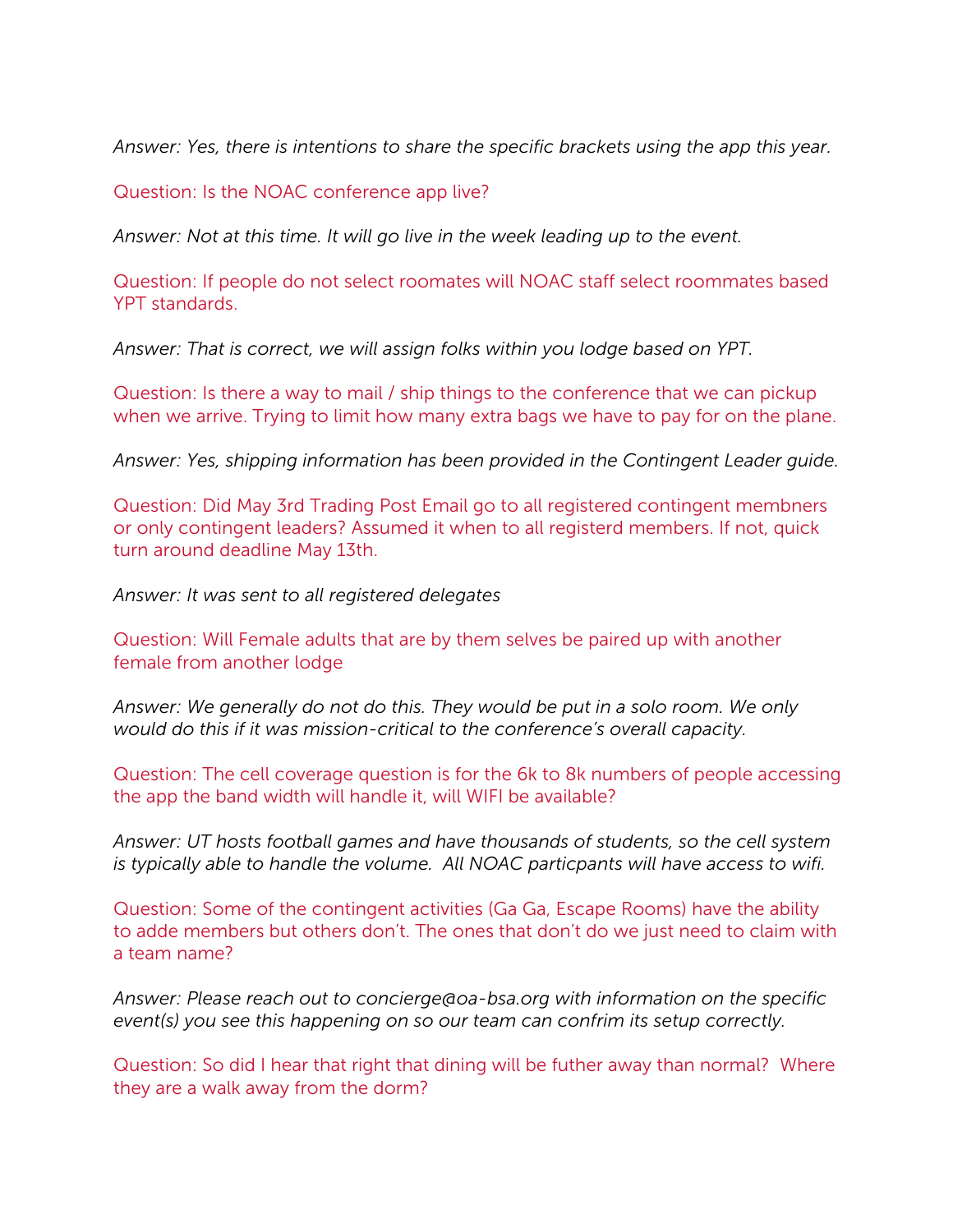*Answer: Yes, there is intentions to share the specific brackets using the app this year.*

Question: Is the NOAC conference app live?

*Answer: Not at this time. It will go live in the week leading up to the event.*

Question: If people do not select roomates will NOAC staff select roommates based YPT standards.

*Answer: That is correct, we will assign folks within you lodge based on YPT.*

Question: Is there a way to mail / ship things to the conference that we can pickup when we arrive. Trying to limit how many extra bags we have to pay for on the plane.

*Answer: Yes, shipping information has been provided in the Contingent Leader guide.*

Question: Did May 3rd Trading Post Email go to all registered contingent membners or only contingent leaders? Assumed it when to all registerd members. If not, quick turn around deadline May 13th.

*Answer: It was sent to all registered delegates*

Question: Will Female adults that are by them selves be paired up with another female from another lodge

*Answer: We generally do not do this. They would be put in a solo room. We only would do this if it was mission-critical to the conference's overall capacity.*

Question: The cell coverage question is for the 6k to 8k numbers of people accessing the app the band width will handle it, will WIFI be available?

*Answer: UT hosts football games and have thousands of students, so the cell system is typically able to handle the volume. All NOAC particpants will have access to wifi.*

Question: Some of the contingent activities (Ga Ga, Escape Rooms) have the ability to adde members but others don't. The ones that don't do we just need to claim with a team name?

*Answer: Please reach out to concierge@oa-bsa.org with information on the specific event(s) you see this happening on so our team can confrim its setup correctly.*

Question: So did I hear that right that dining will be futher away than normal? Where they are a walk away from the dorm?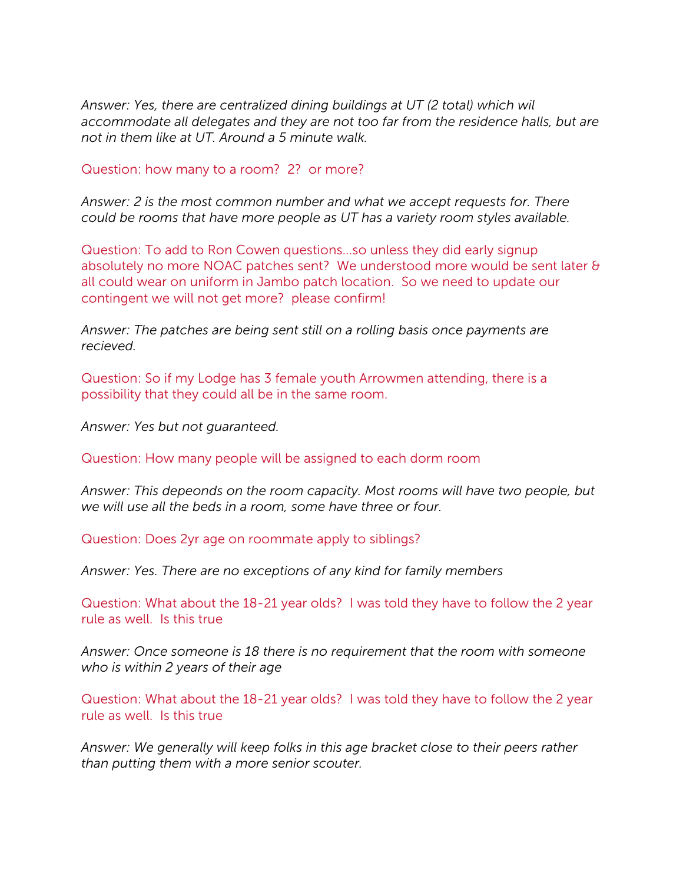*Answer: Yes, there are centralized dining buildings at UT (2 total) which wil accommodate all delegates and they are not too far from the residence halls, but are not in them like at UT. Around a 5 minute walk.*

Question: how many to a room? 2? or more?

*Answer: 2 is the most common number and what we accept requests for. There could be rooms that have more people as UT has a variety room styles available.*

Question: To add to Ron Cowen questions...so unless they did early signup absolutely no more NOAC patches sent? We understood more would be sent later & all could wear on uniform in Jambo patch location. So we need to update our contingent we will not get more? please confirm!

*Answer: The patches are being sent still on a rolling basis once payments are recieved.*

Question: So if my Lodge has 3 female youth Arrowmen attending, there is a possibility that they could all be in the same room.

*Answer: Yes but not guaranteed.*

Question: How many people will be assigned to each dorm room

*Answer: This depeonds on the room capacity. Most rooms will have two people, but we will use all the beds in a room, some have three or four.*

Question: Does 2yr age on roommate apply to siblings?

*Answer: Yes. There are no exceptions of any kind for family members*

Question: What about the 18-21 year olds? I was told they have to follow the 2 year rule as well. Is this true

*Answer: Once someone is 18 there is no requirement that the room with someone who is within 2 years of their age*

Question: What about the 18-21 year olds? I was told they have to follow the 2 year rule as well. Is this true

*Answer: We generally will keep folks in this age bracket close to their peers rather than putting them with a more senior scouter.*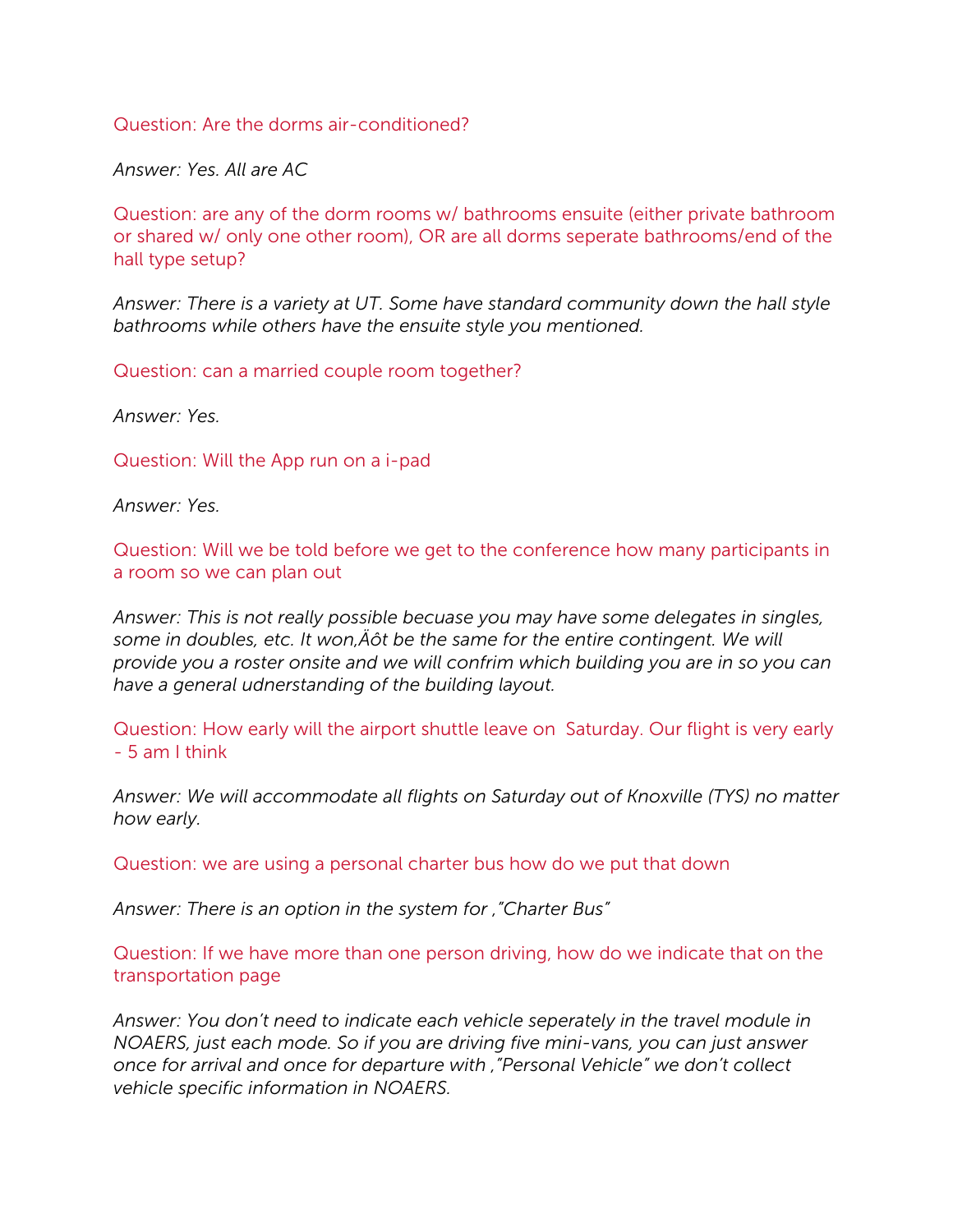Question: Are the dorms air-conditioned?

*Answer: Yes. All are AC*

Question: are any of the dorm rooms w/ bathrooms ensuite (either private bathroom or shared w/ only one other room), OR are all dorms seperate bathrooms/end of the hall type setup?

*Answer: There is a variety at UT. Some have standard community down the hall style bathrooms while others have the ensuite style you mentioned.*

Question: can a married couple room together?

*Answer: Yes.*

Question: Will the App run on a i-pad

*Answer: Yes.*

Question: Will we be told before we get to the conference how many participants in a room so we can plan out

*Answer: This is not really possible becuase you may have some delegates in singles, some in doubles, etc. It won,Äôt be the same for the entire contingent. We will provide you a roster onsite and we will confrim which building you are in so you can have a general udnerstanding of the building layout.*

Question: How early will the airport shuttle leave on Saturday. Our flight is very early - 5 am I think

*Answer: We will accommodate all flights on Saturday out of Knoxville (TYS) no matter how early.*

Question: we are using a personal charter bus how do we put that down

*Answer: There is an option in the system for ,"Charter Bus"*

Question: If we have more than one person driving, how do we indicate that on the transportation page

*Answer: You don't need to indicate each vehicle seperately in the travel module in NOAERS, just each mode. So if you are driving five mini-vans, you can just answer once for arrival and once for departure with ,"Personal Vehicle" we don't collect vehicle specific information in NOAERS.*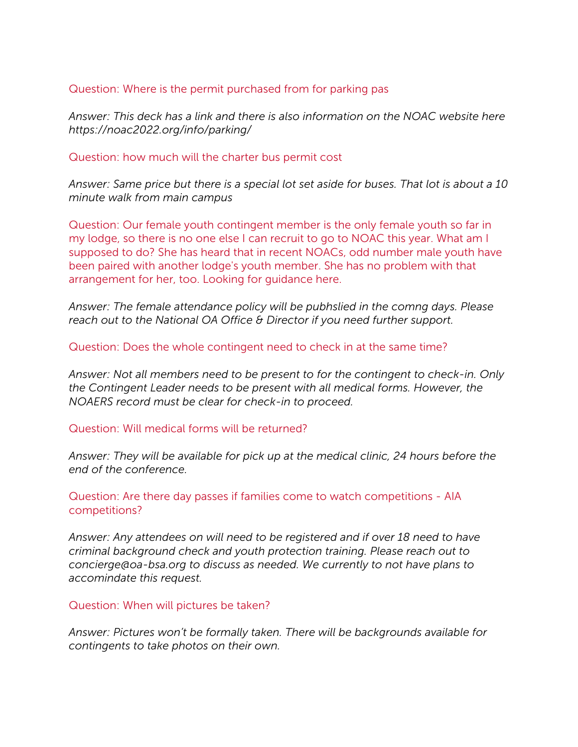Question: Where is the permit purchased from for parking pas

*Answer: This deck has a link and there is also information on the NOAC website here https://noac2022.org/info/parking/*

Question: how much will the charter bus permit cost

*Answer: Same price but there is a special lot set aside for buses. That lot is about a 10 minute walk from main campus*

Question: Our female youth contingent member is the only female youth so far in my lodge, so there is no one else I can recruit to go to NOAC this year. What am I supposed to do? She has heard that in recent NOACs, odd number male youth have been paired with another lodge's youth member. She has no problem with that arrangement for her, too. Looking for guidance here.

*Answer: The female attendance policy will be pubhslied in the comng days. Please reach out to the National OA Office & Director if you need further support.*

Question: Does the whole contingent need to check in at the same time?

*Answer: Not all members need to be present to for the contingent to check-in. Only the Contingent Leader needs to be present with all medical forms. However, the NOAERS record must be clear for check-in to proceed.*

Question: Will medical forms will be returned?

*Answer: They will be available for pick up at the medical clinic, 24 hours before the end of the conference.*

Question: Are there day passes if families come to watch competitions - AIA competitions?

*Answer: Any attendees on will need to be registered and if over 18 need to have criminal background check and youth protection training. Please reach out to concierge@oa-bsa.org to discuss as needed. We currently to not have plans to accomindate this request.*

Question: When will pictures be taken?

*Answer: Pictures won't be formally taken. There will be backgrounds available for contingents to take photos on their own.*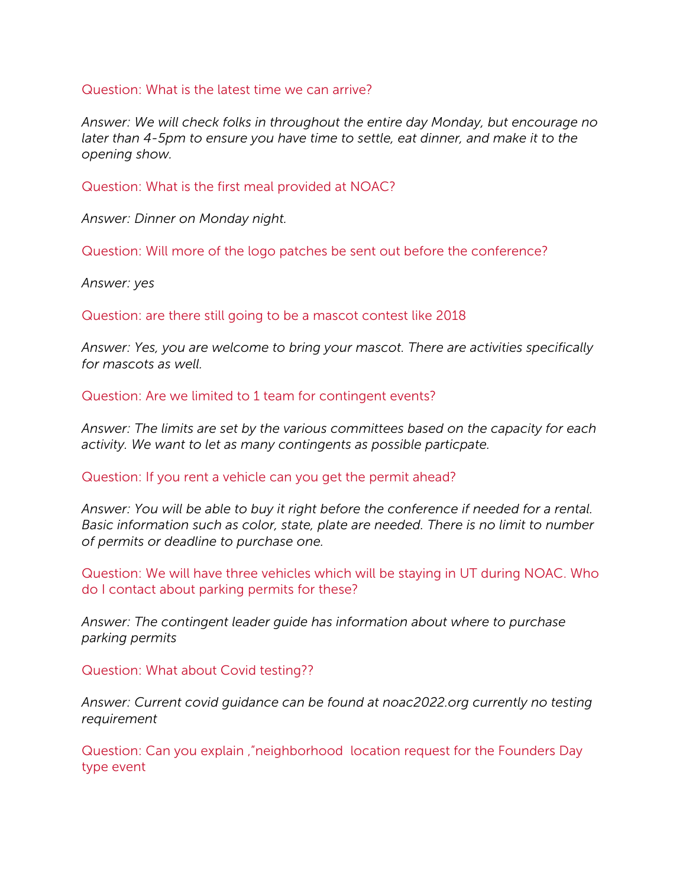Question: What is the latest time we can arrive?

*Answer: We will check folks in throughout the entire day Monday, but encourage no later than 4-5pm to ensure you have time to settle, eat dinner, and make it to the opening show.*

Question: What is the first meal provided at NOAC?

*Answer: Dinner on Monday night.*

Question: Will more of the logo patches be sent out before the conference?

*Answer: yes*

Question: are there still going to be a mascot contest like 2018

*Answer: Yes, you are welcome to bring your mascot. There are activities specifically for mascots as well.*

Question: Are we limited to 1 team for contingent events?

*Answer: The limits are set by the various committees based on the capacity for each activity. We want to let as many contingents as possible particpate.*

Question: If you rent a vehicle can you get the permit ahead?

*Answer: You will be able to buy it right before the conference if needed for a rental. Basic information such as color, state, plate are needed. There is no limit to number of permits or deadline to purchase one.*

Question: We will have three vehicles which will be staying in UT during NOAC. Who do I contact about parking permits for these?

*Answer: The contingent leader guide has information about where to purchase parking permits*

Question: What about Covid testing??

*Answer: Current covid guidance can be found at noac2022.org currently no testing requirement*

Question: Can you explain ,"neighborhood  location request for the Founders Day type event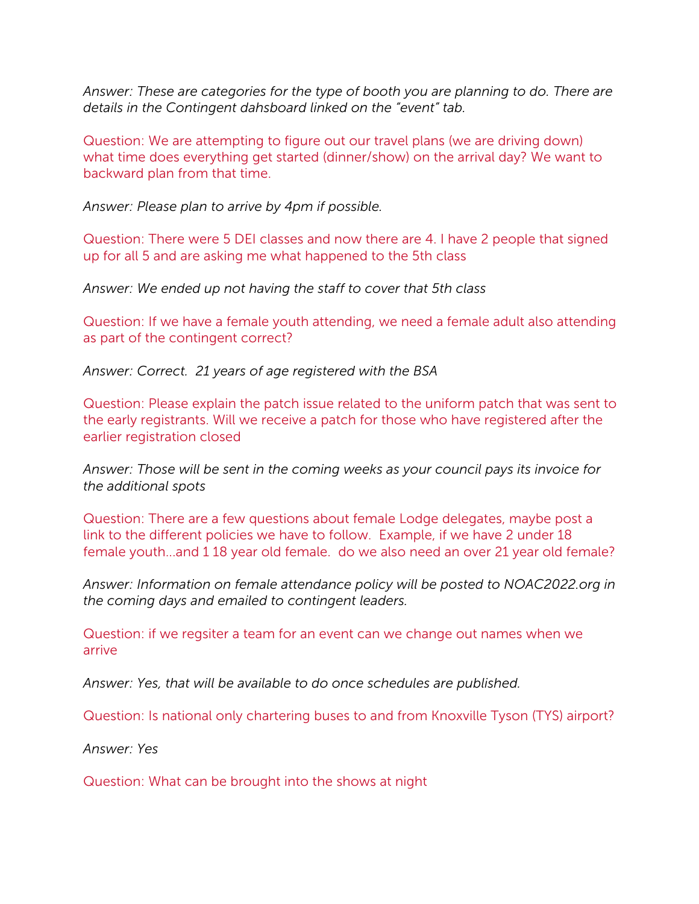*Answer: These are categories for the type of booth you are planning to do. There are details in the Contingent dahsboard linked on the "event" tab.*

Question: We are attempting to figure out our travel plans (we are driving down) what time does everything get started (dinner/show) on the arrival day? We want to backward plan from that time.

*Answer: Please plan to arrive by 4pm if possible.*

Question: There were 5 DEI classes and now there are 4. I have 2 people that signed up for all 5 and are asking me what happened to the 5th class

*Answer: We ended up not having the staff to cover that 5th class*

Question: If we have a female youth attending, we need a female adult also attending as part of the contingent correct?

*Answer: Correct. 21 years of age registered with the BSA*

Question: Please explain the patch issue related to the uniform patch that was sent to the early registrants. Will we receive a patch for those who have registered after the earlier registration closed

*Answer: Those will be sent in the coming weeks as your council pays its invoice for the additional spots*

Question: There are a few questions about female Lodge delegates, maybe post a link to the different policies we have to follow. Example, if we have 2 under 18 female youth...and 1 18 year old female. do we also need an over 21 year old female?

*Answer: Information on female attendance policy will be posted to NOAC2022.org in the coming days and emailed to contingent leaders.*

Question: if we regsiter a team for an event can we change out names when we arrive

*Answer: Yes, that will be available to do once schedules are published.*

Question: Is national only chartering buses to and from Knoxville Tyson (TYS) airport?

*Answer: Yes*

Question: What can be brought into the shows at night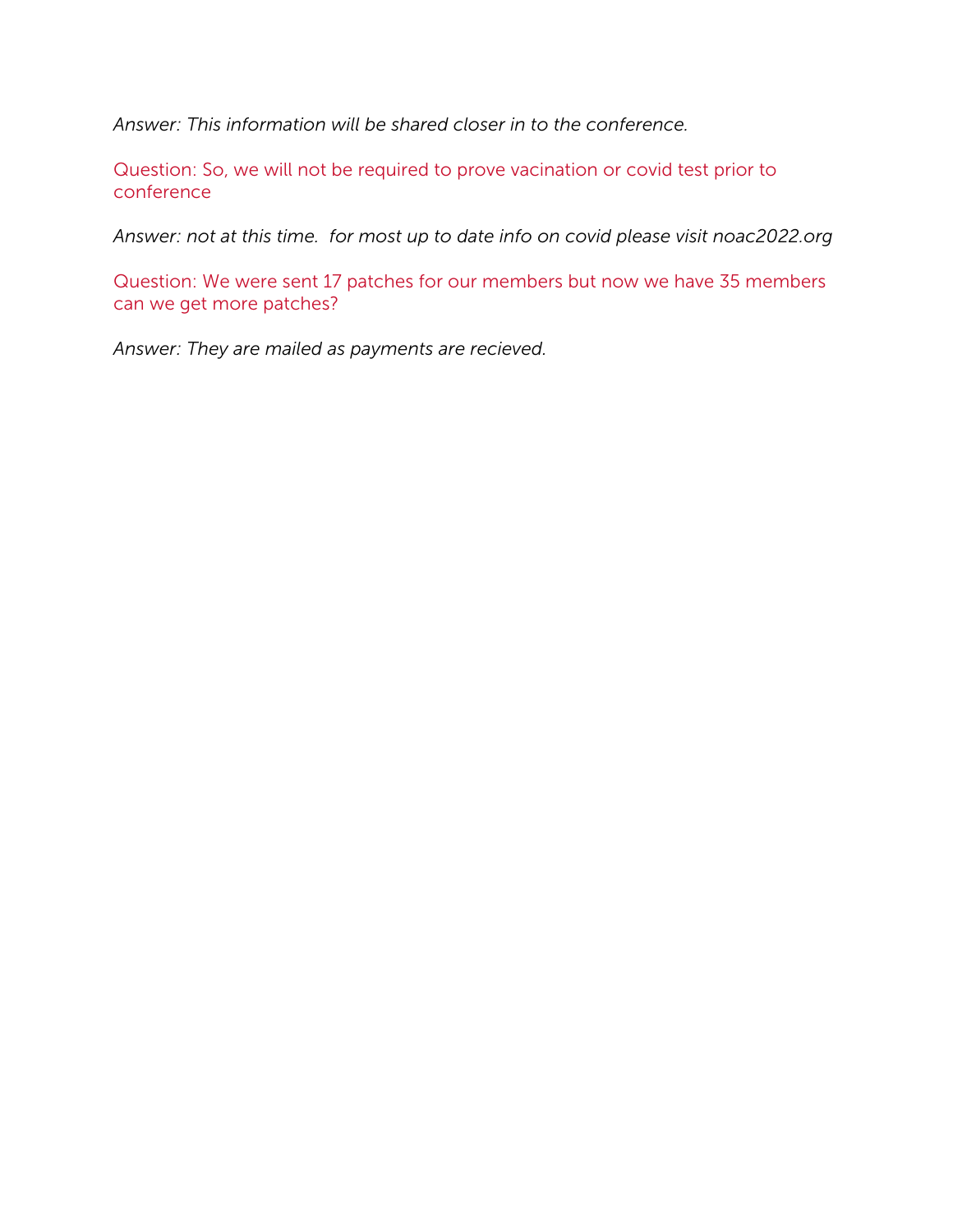*Answer: This information will be shared closer in to the conference.*

Question: So, we will not be required to prove vacination or covid test prior to conference

*Answer: not at this time. for most up to date info on covid please visit noac2022.org*

Question: We were sent 17 patches for our members but now we have 35 members can we get more patches?

*Answer: They are mailed as payments are recieved.*